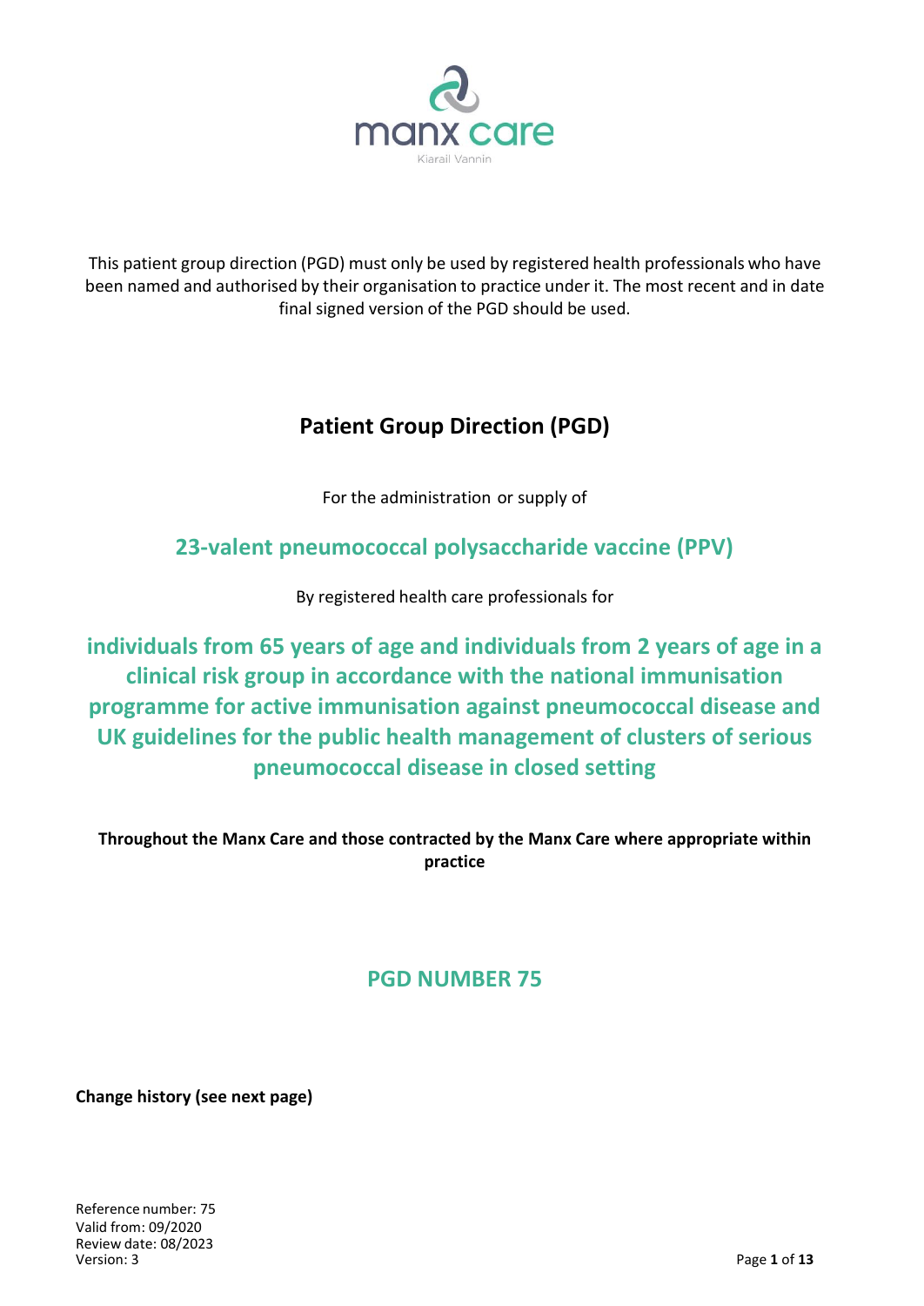This patient group direction (PGD) must only be used by registered health professionals who have been named and authorised by their organisation to practice under it. The most recent and in date final signed version of the PGD should be used.

# Patient Group Direction (PGD)

For the administration or supply of

## 23-valent pneumococcal polysaccharide vaccine (PPV)

By registered health care professionals for

## individuals from 65 years of age and individuals from 2 years of age in a clinical risk group in accordance with the national immunisation programme for active immunisation against pneumococcal disease and UK guidelines for the public health management of clusters of serious pneumococcal disease in closed setting

**Throughout the Manx Care and those contracted by the Manx Care where appropriate within practice**

## PGD NUMBER 75

**Change history (see next page)**

Reference number: 75
Valid from: 09/2020
Review date: 08/2023
Version: 3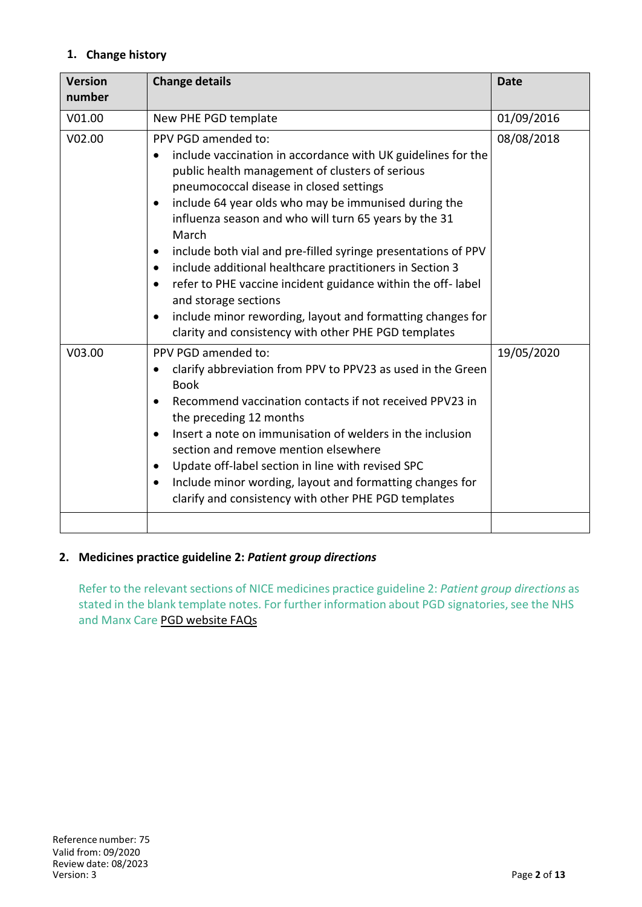## 1. Change history

| Version number | Change details | Date |
|---|---|---|
| V01.00 | New PHE PGD template | 01/09/2016 |
| V02.00 | PPV PGD amended to:<br>• include vaccination in accordance with UK guidelines for the public health management of clusters of serious pneumococcal disease in closed settings<br>• include 64 year olds who may be immunised during the influenza season and who will turn 65 years by the 31 March<br>• include both vial and pre-filled syringe presentations of PPV<br>• include additional healthcare practitioners in Section 3<br>• refer to PHE vaccine incident guidance within the off- label and storage sections<br>• include minor rewording, layout and formatting changes for clarity and consistency with other PHE PGD templates | 08/08/2018 |
| V03.00 | PPV PGD amended to:<br>• clarify abbreviation from PPV to PPV23 as used in the Green Book<br>• Recommend vaccination contacts if not received PPV23 in the preceding 12 months<br>• Insert a note on immunisation of welders in the inclusion section and remove mention elsewhere<br>• Update off-label section in line with revised SPC<br>• Include minor wording, layout and formatting changes for clarify and consistency with other PHE PGD templates | 19/05/2020 |
| | | |

## 2. Medicines practice guideline 2: *Patient group directions*

Refer to the relevant sections of NICE medicines practice guideline 2: *Patient group directions* as stated in the blank template notes. For further information about PGD signatories, see the NHS and Manx Care PGD website FAQs

Reference number: 75
Valid from: 09/2020
Review date: 08/2023
Version: 3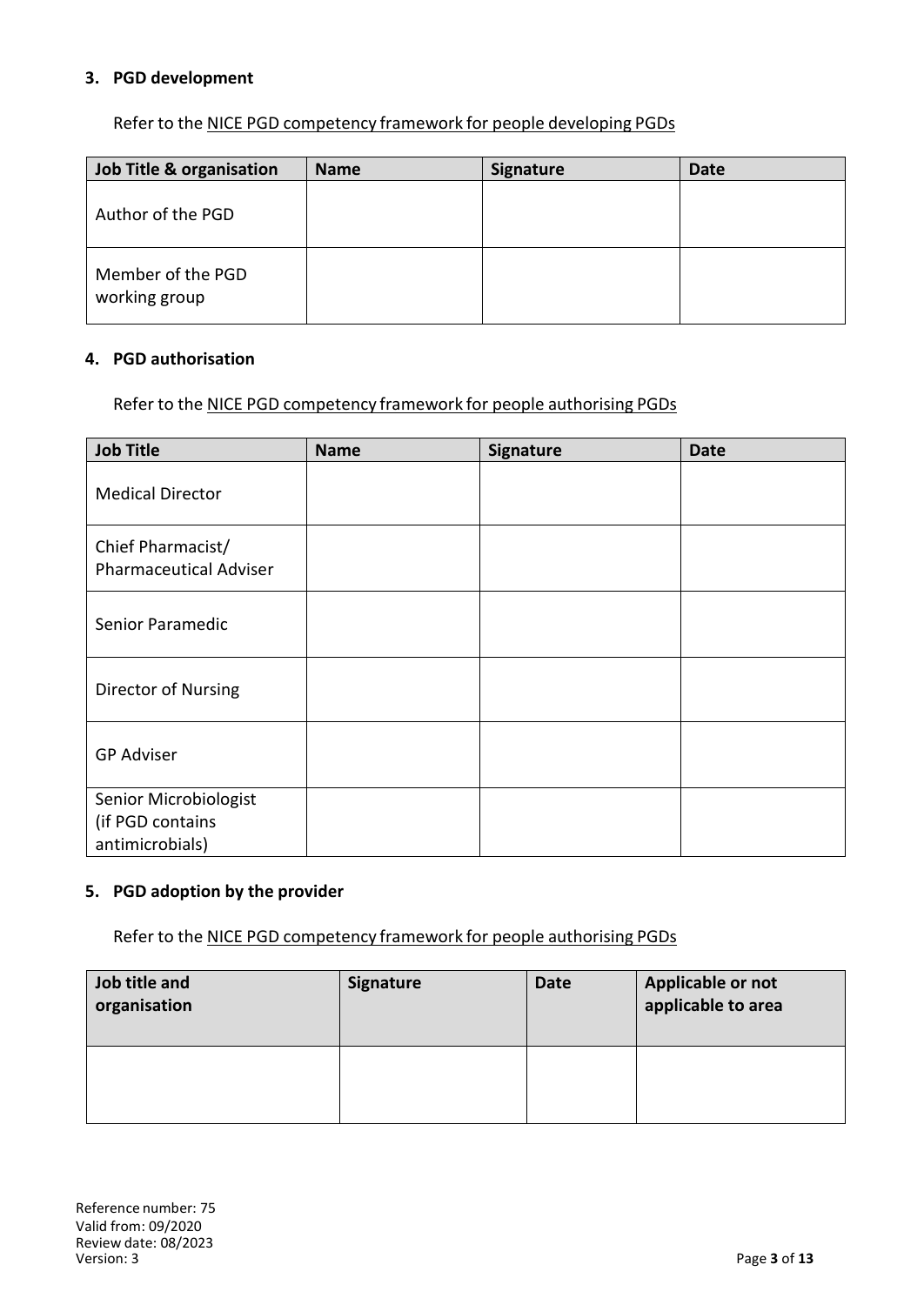### 3. PGD development

Refer to the NICE PGD competency framework for people developing PGDs

| Job Title & organisation | Name | Signature | Date |
|---|---|---|---|
| Author of the PGD | | | |
| Member of the PGD working group | | | |

### 4. PGD authorisation

Refer to the NICE PGD competency framework for people authorising PGDs

| Job Title | Name | Signature | Date |
|---|---|---|---|
| Medical Director | | | |
| Chief Pharmacist/ Pharmaceutical Adviser | | | |
| Senior Paramedic | | | |
| Director of Nursing | | | |
| GP Adviser | | | |
| Senior Microbiologist (if PGD contains antimicrobials) | | | |

### 5. PGD adoption by the provider

Refer to the NICE PGD competency framework for people authorising PGDs

| Job title and organisation | Signature | Date | Applicable or not applicable to area |
|---|---|---|---|
| | | | |

Reference number: 75
Valid from: 09/2020
Review date: 08/2023
Version: 3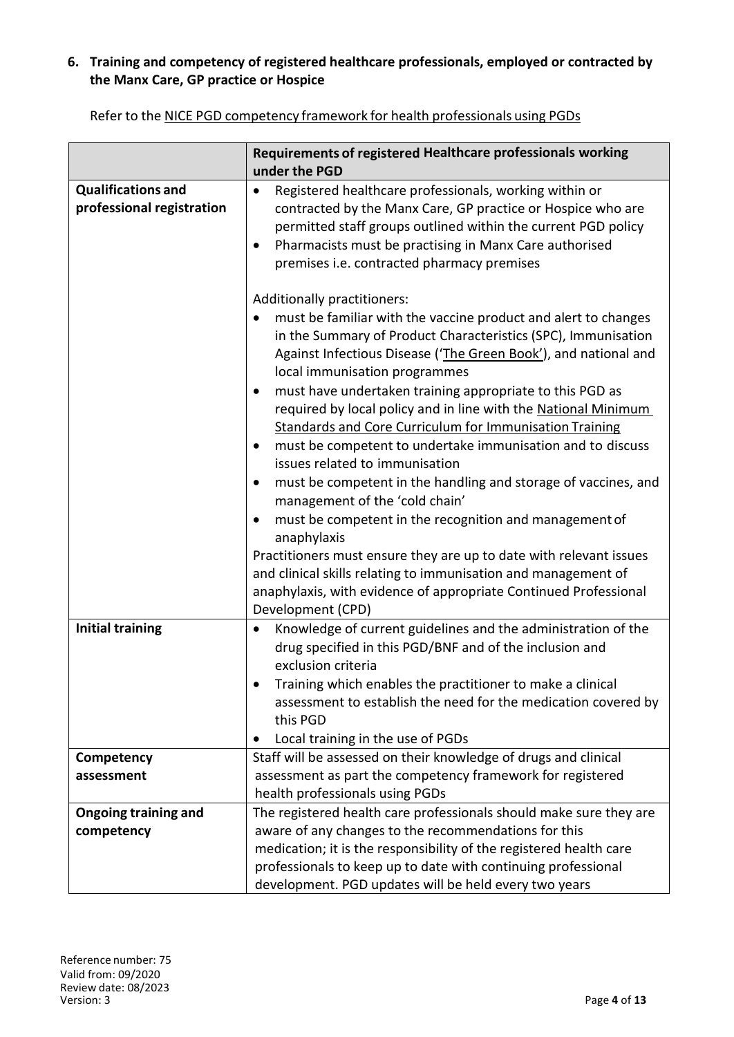## 6. Training and competency of registered healthcare professionals, employed or contracted by the Manx Care, GP practice or Hospice

Refer to the NICE PGD competency framework for health professionals using PGDs

| | Requirements of registered Healthcare professionals working under the PGD |
|---|---|
| **Qualifications and professional registration** | • Registered healthcare professionals, working within or contracted by the Manx Care, GP practice or Hospice who are permitted staff groups outlined within the current PGD policy<br>• Pharmacists must be practising in Manx Care authorised premises i.e. contracted pharmacy premises<br><br>Additionally practitioners:<br>• must be familiar with the vaccine product and alert to changes in the Summary of Product Characteristics (SPC), Immunisation Against Infectious Disease ('The Green Book'), and national and local immunisation programmes<br>• must have undertaken training appropriate to this PGD as required by local policy and in line with the National Minimum Standards and Core Curriculum for Immunisation Training<br>• must be competent to undertake immunisation and to discuss issues related to immunisation<br>• must be competent in the handling and storage of vaccines, and management of the 'cold chain'<br>• must be competent in the recognition and management of anaphylaxis<br>Practitioners must ensure they are up to date with relevant issues and clinical skills relating to immunisation and management of anaphylaxis, with evidence of appropriate Continued Professional Development (CPD) |
| **Initial training** | • Knowledge of current guidelines and the administration of the drug specified in this PGD/BNF and of the inclusion and exclusion criteria<br>• Training which enables the practitioner to make a clinical assessment to establish the need for the medication covered by this PGD<br>• Local training in the use of PGDs |
| **Competency assessment** | Staff will be assessed on their knowledge of drugs and clinical assessment as part the competency framework for registered health professionals using PGDs |
| **Ongoing training and competency** | The registered health care professionals should make sure they are aware of any changes to the recommendations for this medication; it is the responsibility of the registered health care professionals to keep up to date with continuing professional development. PGD updates will be held every two years |

Reference number: 75
Valid from: 09/2020
Review date: 08/2023
Version: 3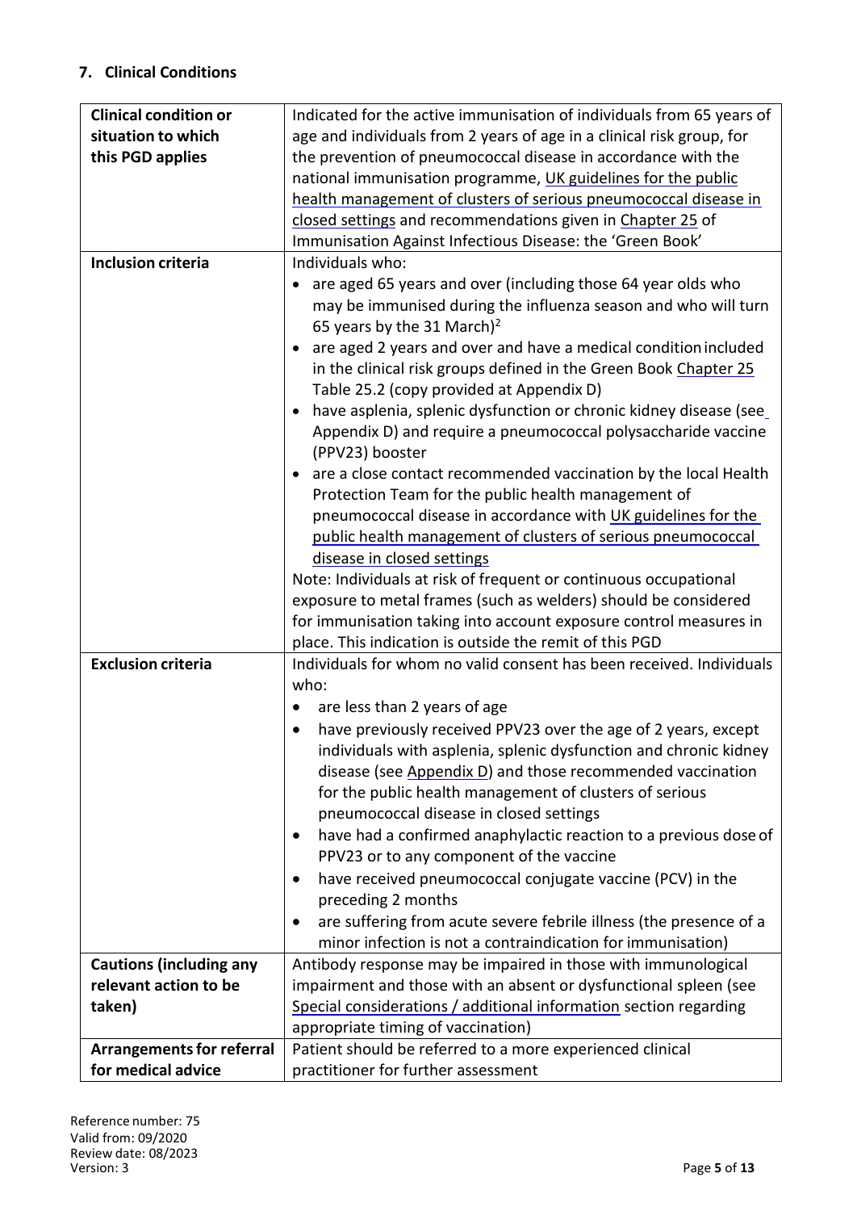## 7. Clinical Conditions

| | |
|---|---|
| **Clinical condition or situation to which this PGD applies** | Indicated for the active immunisation of individuals from 65 years of age and individuals from 2 years of age in a clinical risk group, for the prevention of pneumococcal disease in accordance with the national immunisation programme, UK guidelines for the public health management of clusters of serious pneumococcal disease in closed settings and recommendations given in Chapter 25 of Immunisation Against Infectious Disease: the 'Green Book' |
| **Inclusion criteria** | Individuals who:<br>• are aged 65 years and over (including those 64 year olds who may be immunised during the influenza season and who will turn 65 years by the 31 March)[2]<br>• are aged 2 years and over and have a medical condition included in the clinical risk groups defined in the Green Book Chapter 25 Table 25.2 (copy provided at Appendix D)<br>• have asplenia, splenic dysfunction or chronic kidney disease (see Appendix D) and require a pneumococcal polysaccharide vaccine (PPV23) booster<br>• are a close contact recommended vaccination by the local Health Protection Team for the public health management of pneumococcal disease in accordance with UK guidelines for the public health management of clusters of serious pneumococcal disease in closed settings<br>Note: Individuals at risk of frequent or continuous occupational exposure to metal frames (such as welders) should be considered for immunisation taking into account exposure control measures in place. This indication is outside the remit of this PGD |
| **Exclusion criteria** | Individuals for whom no valid consent has been received. Individuals who:<br>• are less than 2 years of age<br>• have previously received PPV23 over the age of 2 years, except individuals with asplenia, splenic dysfunction and chronic kidney disease (see Appendix D) and those recommended vaccination for the public health management of clusters of serious pneumococcal disease in closed settings<br>• have had a confirmed anaphylactic reaction to a previous dose of PPV23 or to any component of the vaccine<br>• have received pneumococcal conjugate vaccine (PCV) in the preceding 2 months<br>• are suffering from acute severe febrile illness (the presence of a minor infection is not a contraindication for immunisation) |
| **Cautions (including any relevant action to be taken)** | Antibody response may be impaired in those with immunological impairment and those with an absent or dysfunctional spleen (see Special considerations / additional information section regarding appropriate timing of vaccination) |
| **Arrangements for referral for medical advice** | Patient should be referred to a more experienced clinical practitioner for further assessment |

Reference number: 75
Valid from: 09/2020
Review date: 08/2023
Version: 3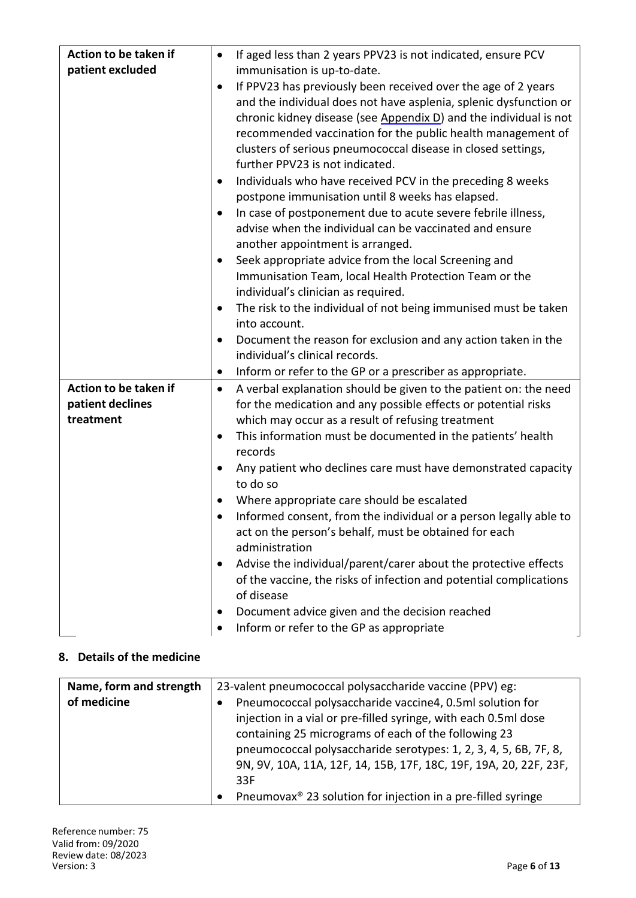| Action to be taken if patient excluded | • If aged less than 2 years PPV23 is not indicated, ensure PCV immunisation is up-to-date.<br>• If PPV23 has previously been received over the age of 2 years and the individual does not have asplenia, splenic dysfunction or chronic kidney disease (see Appendix D) and the individual is not recommended vaccination for the public health management of clusters of serious pneumococcal disease in closed settings, further PPV23 is not indicated.<br>• Individuals who have received PCV in the preceding 8 weeks postpone immunisation until 8 weeks has elapsed.<br>• In case of postponement due to acute severe febrile illness, advise when the individual can be vaccinated and ensure another appointment is arranged.<br>• Seek appropriate advice from the local Screening and Immunisation Team, local Health Protection Team or the individual's clinician as required.<br>• The risk to the individual of not being immunised must be taken into account.<br>• Document the reason for exclusion and any action taken in the individual's clinical records.<br>• Inform or refer to the GP or a prescriber as appropriate. |
|---|---|
| **Action to be taken if patient declines treatment** | • A verbal explanation should be given to the patient on: the need for the medication and any possible effects or potential risks which may occur as a result of refusing treatment<br>• This information must be documented in the patients' health records<br>• Any patient who declines care must have demonstrated capacity to do so<br>• Where appropriate care should be escalated<br>• Informed consent, from the individual or a person legally able to act on the person's behalf, must be obtained for each administration<br>• Advise the individual/parent/carer about the protective effects of the vaccine, the risks of infection and potential complications of disease<br>• Document advice given and the decision reached<br>• Inform or refer to the GP as appropriate |

## 8. Details of the medicine

| Name, form and strength of medicine | 23-valent pneumococcal polysaccharide vaccine (PPV) eg:<br>• Pneumococcal polysaccharide vaccine4, 0.5ml solution for injection in a vial or pre-filled syringe, with each 0.5ml dose containing 25 micrograms of each of the following 23 pneumococcal polysaccharide serotypes: 1, 2, 3, 4, 5, 6B, 7F, 8, 9N, 9V, 10A, 11A, 12F, 14, 15B, 17F, 18C, 19F, 19A, 20, 22F, 23F, 33F<br>• Pneumovax® 23 solution for injection in a pre-filled syringe |
|---|---|

Reference number: 75
Valid from: 09/2020
Review date: 08/2023
Version: 3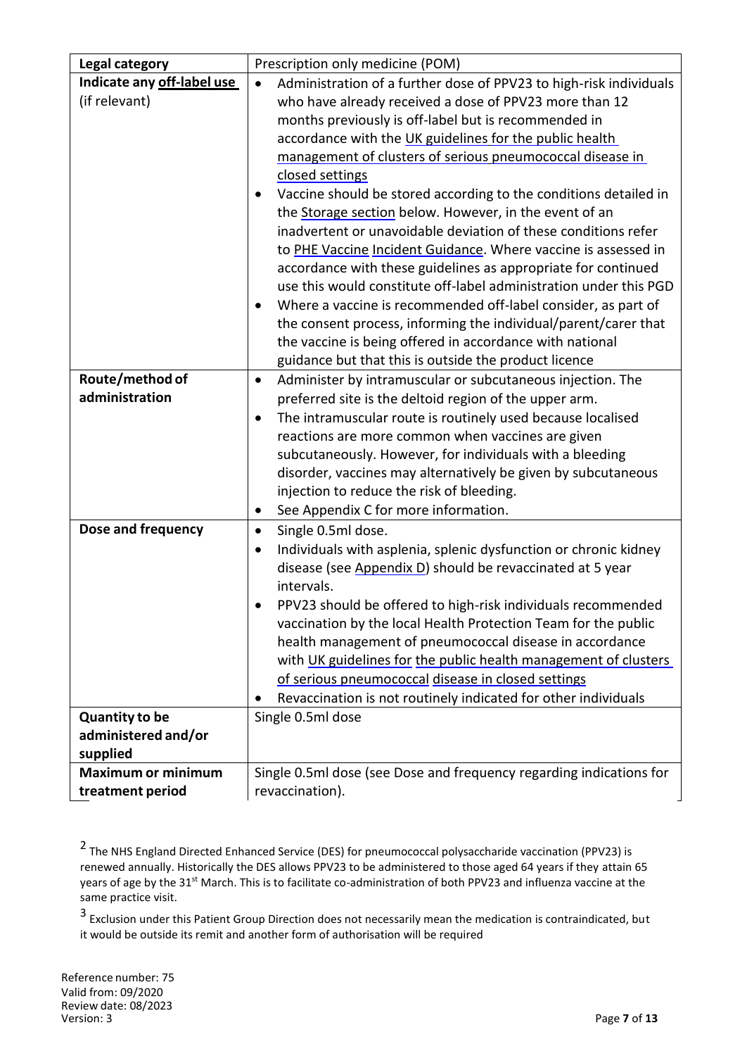| Legal category | Prescription only medicine (POM) |
|---|---|
| **Indicate any off-label use** (if relevant) | • Administration of a further dose of PPV23 to high-risk individuals who have already received a dose of PPV23 more than 12 months previously is off-label but is recommended in accordance with the UK guidelines for the public health management of clusters of serious pneumococcal disease in closed settings<br>• Vaccine should be stored according to the conditions detailed in the Storage section below. However, in the event of an inadvertent or unavoidable deviation of these conditions refer to PHE Vaccine Incident Guidance. Where vaccine is assessed in accordance with these guidelines as appropriate for continued use this would constitute off-label administration under this PGD<br>• Where a vaccine is recommended off-label consider, as part of the consent process, informing the individual/parent/carer that the vaccine is being offered in accordance with national guidance but that this is outside the product licence |
| **Route/method of administration** | • Administer by intramuscular or subcutaneous injection. The preferred site is the deltoid region of the upper arm.<br>• The intramuscular route is routinely used because localised reactions are more common when vaccines are given subcutaneously. However, for individuals with a bleeding disorder, vaccines may alternatively be given by subcutaneous injection to reduce the risk of bleeding.<br>• See Appendix C for more information. |
| **Dose and frequency** | • Single 0.5ml dose.<br>• Individuals with asplenia, splenic dysfunction or chronic kidney disease (see Appendix D) should be revaccinated at 5 year intervals.<br>• PPV23 should be offered to high-risk individuals recommended vaccination by the local Health Protection Team for the public health management of pneumococcal disease in accordance with UK guidelines for the public health management of clusters of serious pneumococcal disease in closed settings<br>• Revaccination is not routinely indicated for other individuals |
| **Quantity to be administered and/or supplied** | Single 0.5ml dose |
| **Maximum or minimum treatment period** | Single 0.5ml dose (see Dose and frequency regarding indications for revaccination). |

[2] The NHS England Directed Enhanced Service (DES) for pneumococcal polysaccharide vaccination (PPV23) is renewed annually. Historically the DES allows PPV23 to be administered to those aged 64 years if they attain 65 years of age by the 31st March. This is to facilitate co-administration of both PPV23 and influenza vaccine at the same practice visit.

[3] Exclusion under this Patient Group Direction does not necessarily mean the medication is contraindicated, but it would be outside its remit and another form of authorisation will be required

Reference number: 75
Valid from: 09/2020
Review date: 08/2023
Version: 3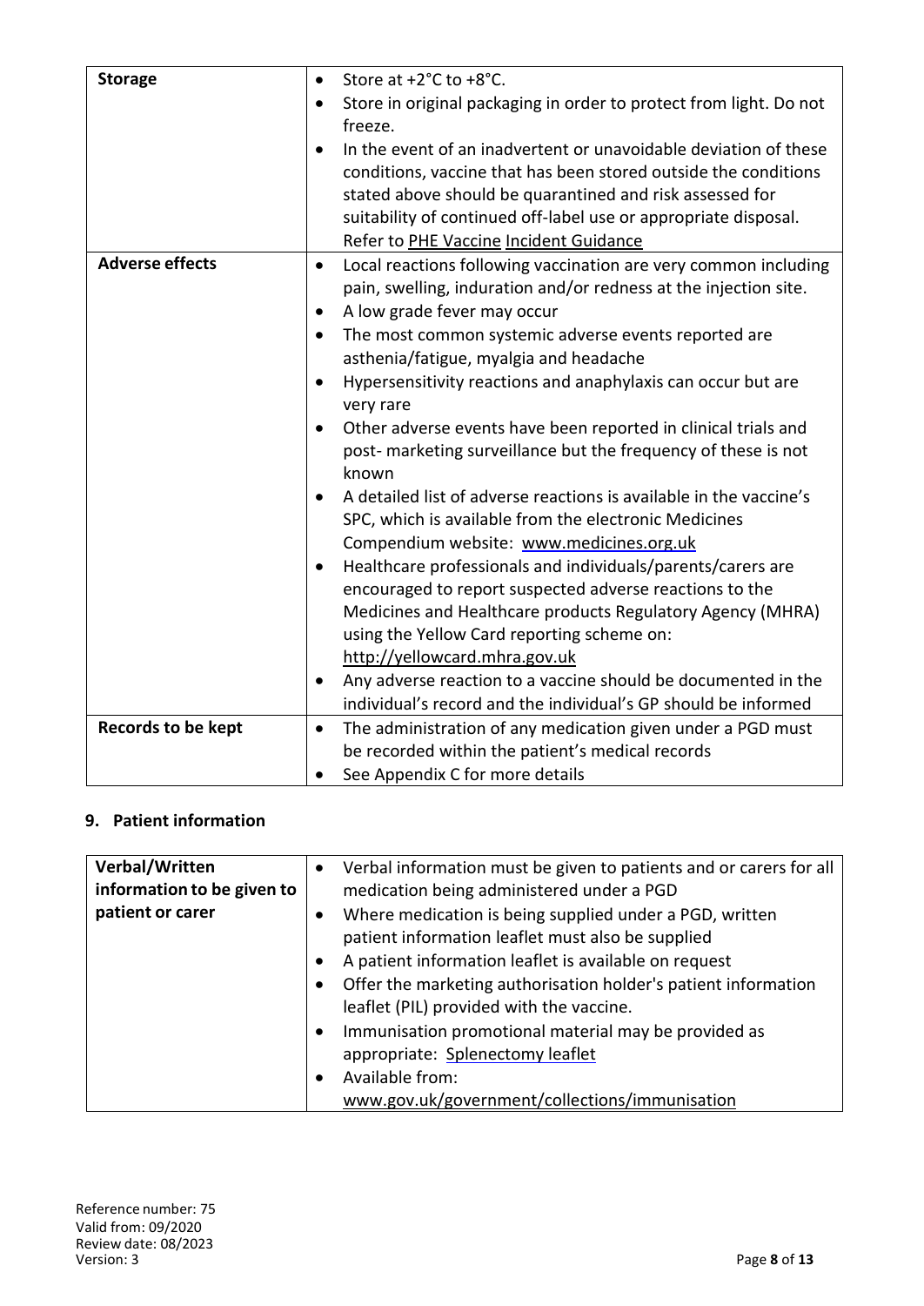| | |
|---|---|
| **Storage** | • Store at +2°C to +8°C.<br>• Store in original packaging in order to protect from light. Do not freeze.<br>• In the event of an inadvertent or unavoidable deviation of these conditions, vaccine that has been stored outside the conditions stated above should be quarantined and risk assessed for suitability of continued off-label use or appropriate disposal. Refer to PHE Vaccine Incident Guidance |
| **Adverse effects** | • Local reactions following vaccination are very common including pain, swelling, induration and/or redness at the injection site.<br>• A low grade fever may occur<br>• The most common systemic adverse events reported are asthenia/fatigue, myalgia and headache<br>• Hypersensitivity reactions and anaphylaxis can occur but are very rare<br>• Other adverse events have been reported in clinical trials and post- marketing surveillance but the frequency of these is not known<br>• A detailed list of adverse reactions is available in the vaccine's SPC, which is available from the electronic Medicines Compendium website: www.medicines.org.uk<br>• Healthcare professionals and individuals/parents/carers are encouraged to report suspected adverse reactions to the Medicines and Healthcare products Regulatory Agency (MHRA) using the Yellow Card reporting scheme on: http://yellowcard.mhra.gov.uk<br>• Any adverse reaction to a vaccine should be documented in the individual's record and the individual's GP should be informed |
| **Records to be kept** | • The administration of any medication given under a PGD must be recorded within the patient's medical records<br>• See Appendix C for more details |

## 9. Patient information

| | |
|---|---|
| **Verbal/Written information to be given to patient or carer** | • Verbal information must be given to patients and or carers for all medication being administered under a PGD<br>• Where medication is being supplied under a PGD, written patient information leaflet must also be supplied<br>• A patient information leaflet is available on request<br>• Offer the marketing authorisation holder's patient information leaflet (PIL) provided with the vaccine.<br>• Immunisation promotional material may be provided as appropriate: Splenectomy leaflet<br>• Available from: www.gov.uk/government/collections/immunisation |

Reference number: 75
Valid from: 09/2020
Review date: 08/2023
Version: 3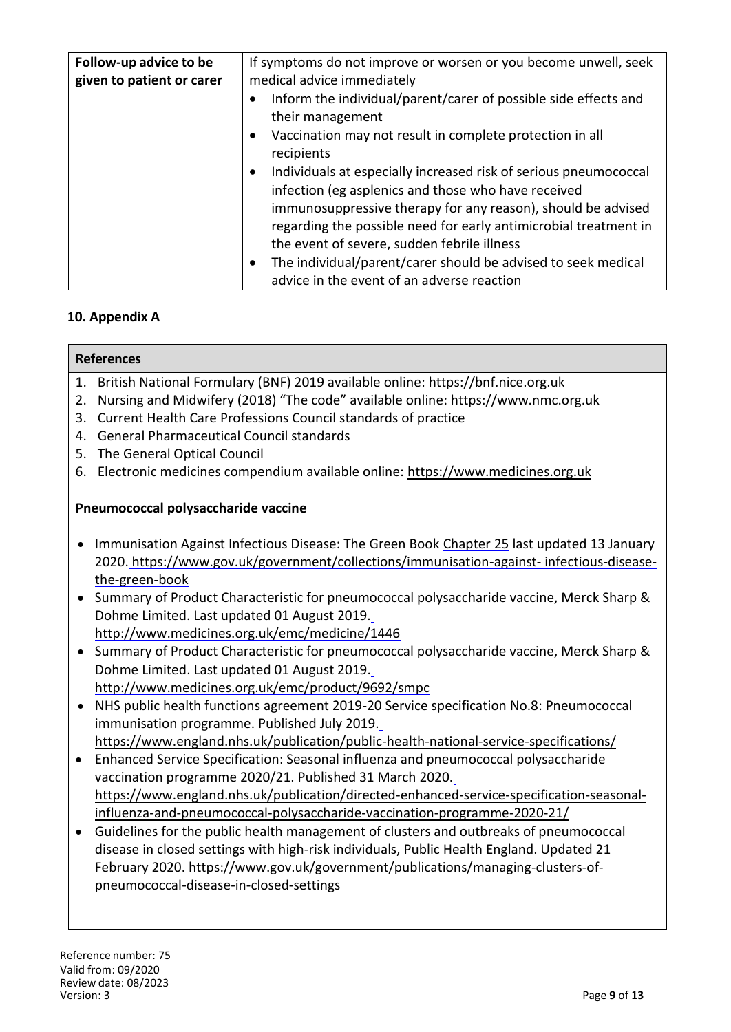| Follow-up advice to be given to patient or carer | If symptoms do not improve or worsen or you become unwell, seek medical advice immediately <br>• Inform the individual/parent/carer of possible side effects and their management <br>• Vaccination may not result in complete protection in all recipients <br>• Individuals at especially increased risk of serious pneumococcal infection (eg asplenics and those who have received immunosuppressive therapy for any reason), should be advised regarding the possible need for early antimicrobial treatment in the event of severe, sudden febrile illness <br>• The individual/parent/carer should be advised to seek medical advice in the event of an adverse reaction |
|---|---|

## 10. Appendix A

| References |
|---|
| 1. British National Formulary (BNF) 2019 available online: https://bnf.nice.org.uk <br>2. Nursing and Midwifery (2018) "The code" available online: https://www.nmc.org.uk <br>3. Current Health Care Professions Council standards of practice <br>4. General Pharmaceutical Council standards <br>5. The General Optical Council <br>6. Electronic medicines compendium available online: https://www.medicines.org.uk <br><br>**Pneumococcal polysaccharide vaccine** <br><br>• Immunisation Against Infectious Disease: The Green Book Chapter 25 last updated 13 January 2020. https://www.gov.uk/government/collections/immunisation-against- infectious-disease-the-green-book <br>• Summary of Product Characteristic for pneumococcal polysaccharide vaccine, Merck Sharp & Dohme Limited. Last updated 01 August 2019. http://www.medicines.org.uk/emc/medicine/1446 <br>• Summary of Product Characteristic for pneumococcal polysaccharide vaccine, Merck Sharp & Dohme Limited. Last updated 01 August 2019. http://www.medicines.org.uk/emc/product/9692/smpc <br>• NHS public health functions agreement 2019-20 Service specification No.8: Pneumococcal immunisation programme. Published July 2019. https://www.england.nhs.uk/publication/public-health-national-service-specifications/ <br>• Enhanced Service Specification: Seasonal influenza and pneumococcal polysaccharide vaccination programme 2020/21. Published 31 March 2020. https://www.england.nhs.uk/publication/directed-enhanced-service-specification-seasonal-influenza-and-pneumococcal-polysaccharide-vaccination-programme-2020-21/ <br>• Guidelines for the public health management of clusters and outbreaks of pneumococcal disease in closed settings with high-risk individuals, Public Health England. Updated 21 February 2020. https://www.gov.uk/government/publications/managing-clusters-of-pneumococcal-disease-in-closed-settings |

Reference number: 75
Valid from: 09/2020
Review date: 08/2023
Version: 3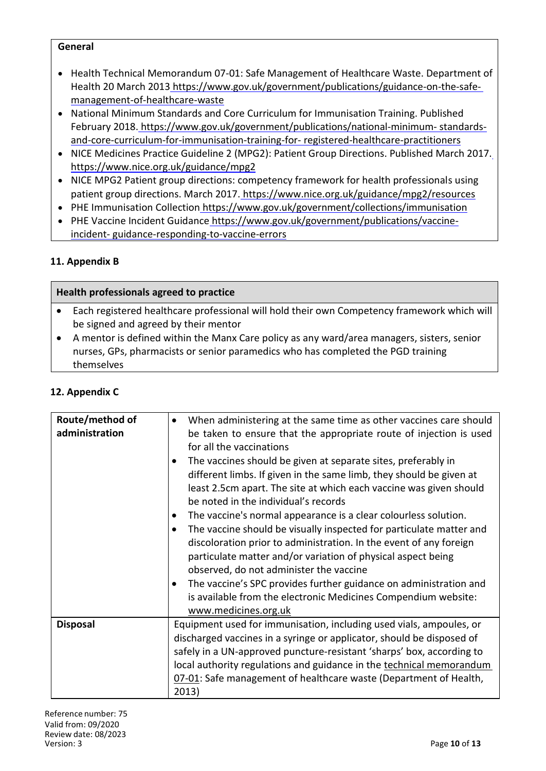**General**

- Health Technical Memorandum 07-01: Safe Management of Healthcare Waste. Department of Health 20 March 2013 https://www.gov.uk/government/publications/guidance-on-the-safe-management-of-healthcare-waste
- National Minimum Standards and Core Curriculum for Immunisation Training. Published February 2018. https://www.gov.uk/government/publications/national-minimum- standards-and-core-curriculum-for-immunisation-training-for- registered-healthcare-practitioners
- NICE Medicines Practice Guideline 2 (MPG2): Patient Group Directions. Published March 2017. https://www.nice.org.uk/guidance/mpg2
- NICE MPG2 Patient group directions: competency framework for health professionals using patient group directions. March 2017. https://www.nice.org.uk/guidance/mpg2/resources
- PHE Immunisation Collection https://www.gov.uk/government/collections/immunisation
- PHE Vaccine Incident Guidance https://www.gov.uk/government/publications/vaccine-incident- guidance-responding-to-vaccine-errors

## 11. Appendix B

**Health professionals agreed to practice**

- Each registered healthcare professional will hold their own Competency framework which will be signed and agreed by their mentor
- A mentor is defined within the Manx Care policy as any ward/area managers, sisters, senior nurses, GPs, pharmacists or senior paramedics who has completed the PGD training themselves

## 12. Appendix C

| | |
|---|---|
| **Route/method of administration** | • When administering at the same time as other vaccines care should be taken to ensure that the appropriate route of injection is used for all the vaccinations<br>• The vaccines should be given at separate sites, preferably in different limbs. If given in the same limb, they should be given at least 2.5cm apart. The site at which each vaccine was given should be noted in the individual's records<br>• The vaccine's normal appearance is a clear colourless solution.<br>• The vaccine should be visually inspected for particulate matter and discoloration prior to administration. In the event of any foreign particulate matter and/or variation of physical aspect being observed, do not administer the vaccine<br>• The vaccine's SPC provides further guidance on administration and is available from the electronic Medicines Compendium website: www.medicines.org.uk |
| **Disposal** | Equipment used for immunisation, including used vials, ampoules, or discharged vaccines in a syringe or applicator, should be disposed of safely in a UN-approved puncture-resistant 'sharps' box, according to local authority regulations and guidance in the technical memorandum 07-01: Safe management of healthcare waste (Department of Health, 2013) |

Reference number: 75
Valid from: 09/2020
Review date: 08/2023
Version: 3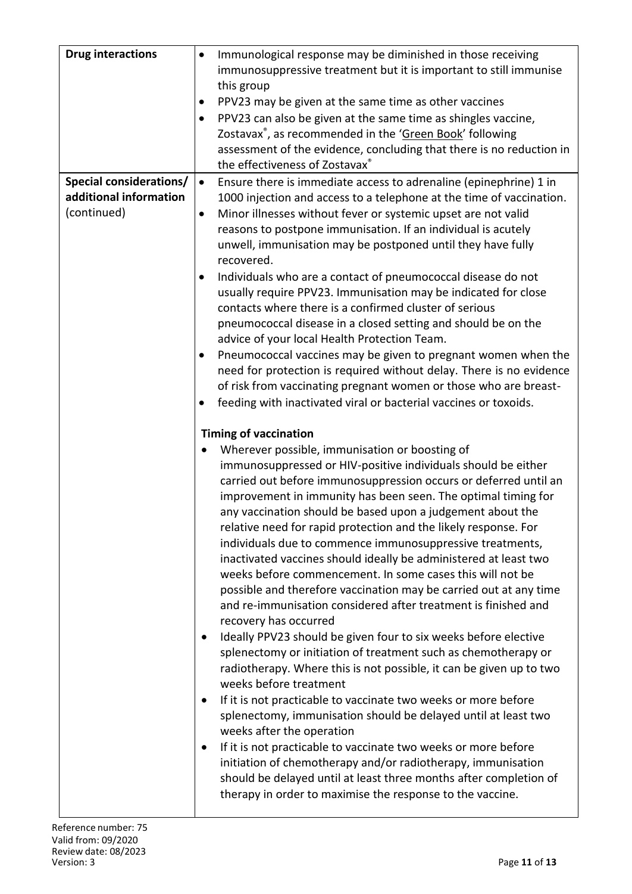| | |
|---|---|
| **Drug interactions** | • Immunological response may be diminished in those receiving immunosuppressive treatment but it is important to still immunise this group<br>• PPV23 may be given at the same time as other vaccines<br>• PPV23 can also be given at the same time as shingles vaccine, Zostavax®, as recommended in the 'Green Book' following assessment of the evidence, concluding that there is no reduction in the effectiveness of Zostavax® |
| **Special considerations/ additional information** (continued) | • Ensure there is immediate access to adrenaline (epinephrine) 1 in 1000 injection and access to a telephone at the time of vaccination.<br>• Minor illnesses without fever or systemic upset are not valid reasons to postpone immunisation. If an individual is acutely unwell, immunisation may be postponed until they have fully recovered.<br>• Individuals who are a contact of pneumococcal disease do not usually require PPV23. Immunisation may be indicated for close contacts where there is a confirmed cluster of serious pneumococcal disease in a closed setting and should be on the advice of your local Health Protection Team.<br>• Pneumococcal vaccines may be given to pregnant women when the need for protection is required without delay. There is no evidence of risk from vaccinating pregnant women or those who are breast-<br>• feeding with inactivated viral or bacterial vaccines or toxoids.<br><br>**Timing of vaccination**<br>• Wherever possible, immunisation or boosting of immunosuppressed or HIV-positive individuals should be either carried out before immunosuppression occurs or deferred until an improvement in immunity has been seen. The optimal timing for any vaccination should be based upon a judgement about the relative need for rapid protection and the likely response. For individuals due to commence immunosuppressive treatments, inactivated vaccines should ideally be administered at least two weeks before commencement. In some cases this will not be possible and therefore vaccination may be carried out at any time and re-immunisation considered after treatment is finished and recovery has occurred<br>• Ideally PPV23 should be given four to six weeks before elective splenectomy or initiation of treatment such as chemotherapy or radiotherapy. Where this is not possible, it can be given up to two weeks before treatment<br>• If it is not practicable to vaccinate two weeks or more before splenectomy, immunisation should be delayed until at least two weeks after the operation<br>• If it is not practicable to vaccinate two weeks or more before initiation of chemotherapy and/or radiotherapy, immunisation should be delayed until at least three months after completion of therapy in order to maximise the response to the vaccine. |

Reference number: 75
Valid from: 09/2020
Review date: 08/2023
Version: 3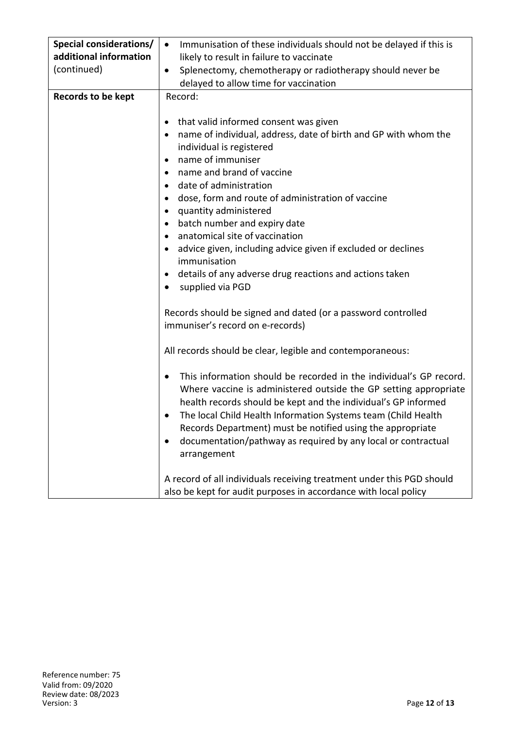| | |
|---|---|
| **Special considerations/ additional information** (continued) | • Immunisation of these individuals should not be delayed if this is likely to result in failure to vaccinate<br>• Splenectomy, chemotherapy or radiotherapy should never be delayed to allow time for vaccination |
| **Records to be kept** | Record:<br><br>• that valid informed consent was given<br>• name of individual, address, date of birth and GP with whom the individual is registered<br>• name of immuniser<br>• name and brand of vaccine<br>• date of administration<br>• dose, form and route of administration of vaccine<br>• quantity administered<br>• batch number and expiry date<br>• anatomical site of vaccination<br>• advice given, including advice given if excluded or declines immunisation<br>• details of any adverse drug reactions and actions taken<br>• supplied via PGD<br><br>Records should be signed and dated (or a password controlled immuniser's record on e-records)<br><br>All records should be clear, legible and contemporaneous:<br><br>• This information should be recorded in the individual's GP record. Where vaccine is administered outside the GP setting appropriate health records should be kept and the individual's GP informed<br>• The local Child Health Information Systems team (Child Health Records Department) must be notified using the appropriate<br>• documentation/pathway as required by any local or contractual arrangement<br><br>A record of all individuals receiving treatment under this PGD should also be kept for audit purposes in accordance with local policy |

Reference number: 75
Valid from: 09/2020
Review date: 08/2023
Version: 3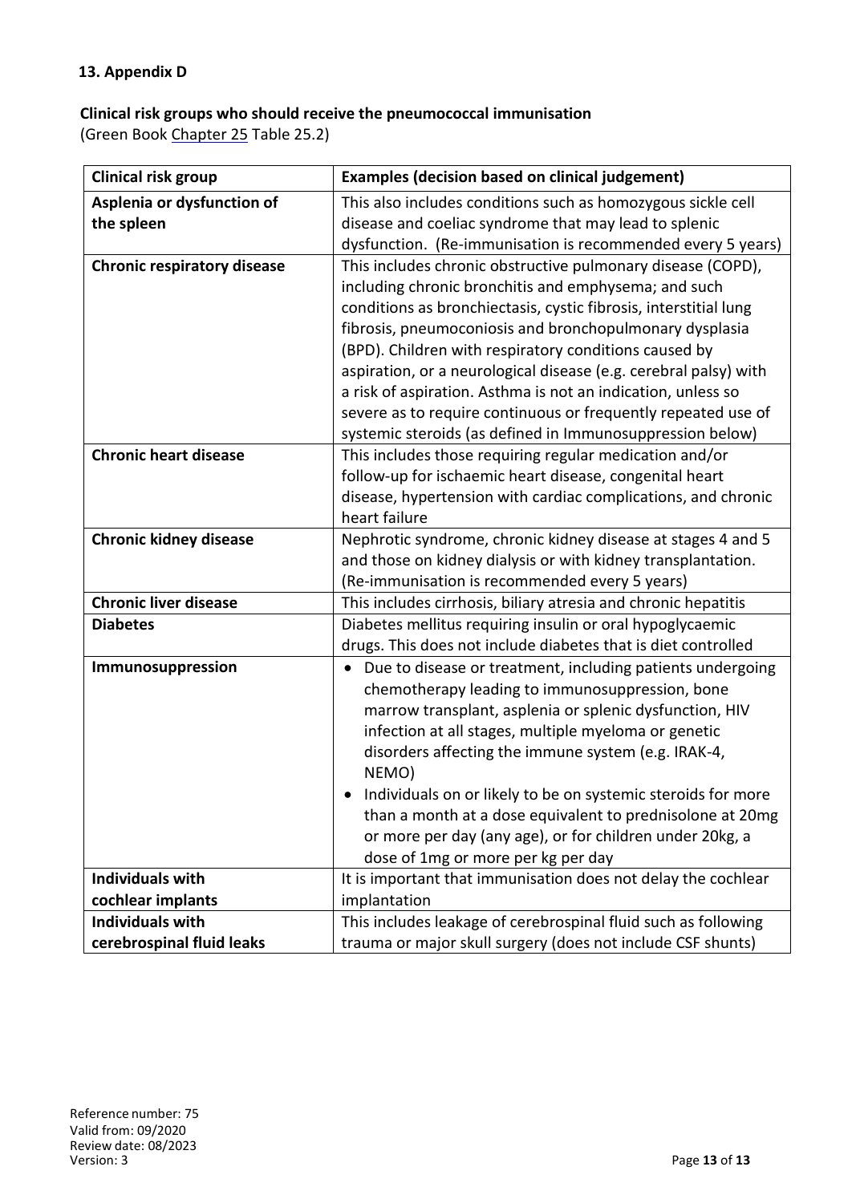## 13. Appendix D

**Clinical risk groups who should receive the pneumococcal immunisation**
(Green Book Chapter 25 Table 25.2)

| Clinical risk group | Examples (decision based on clinical judgement) |
|---|---|
| **Asplenia or dysfunction of the spleen** | This also includes conditions such as homozygous sickle cell disease and coeliac syndrome that may lead to splenic dysfunction. (Re-immunisation is recommended every 5 years) |
| **Chronic respiratory disease** | This includes chronic obstructive pulmonary disease (COPD), including chronic bronchitis and emphysema; and such conditions as bronchiectasis, cystic fibrosis, interstitial lung fibrosis, pneumoconiosis and bronchopulmonary dysplasia (BPD). Children with respiratory conditions caused by aspiration, or a neurological disease (e.g. cerebral palsy) with a risk of aspiration. Asthma is not an indication, unless so severe as to require continuous or frequently repeated use of systemic steroids (as defined in Immunosuppression below) |
| **Chronic heart disease** | This includes those requiring regular medication and/or follow-up for ischaemic heart disease, congenital heart disease, hypertension with cardiac complications, and chronic heart failure |
| **Chronic kidney disease** | Nephrotic syndrome, chronic kidney disease at stages 4 and 5 and those on kidney dialysis or with kidney transplantation. (Re-immunisation is recommended every 5 years) |
| **Chronic liver disease** | This includes cirrhosis, biliary atresia and chronic hepatitis |
| **Diabetes** | Diabetes mellitus requiring insulin or oral hypoglycaemic drugs. This does not include diabetes that is diet controlled |
| **Immunosuppression** | • Due to disease or treatment, including patients undergoing chemotherapy leading to immunosuppression, bone marrow transplant, asplenia or splenic dysfunction, HIV infection at all stages, multiple myeloma or genetic disorders affecting the immune system (e.g. IRAK-4, NEMO)<br>• Individuals on or likely to be on systemic steroids for more than a month at a dose equivalent to prednisolone at 20mg or more per day (any age), or for children under 20kg, a dose of 1mg or more per kg per day |
| **Individuals with cochlear implants** | It is important that immunisation does not delay the cochlear implantation |
| **Individuals with cerebrospinal fluid leaks** | This includes leakage of cerebrospinal fluid such as following trauma or major skull surgery (does not include CSF shunts) |

Reference number: 75
Valid from: 09/2020
Review date: 08/2023
Version: 3